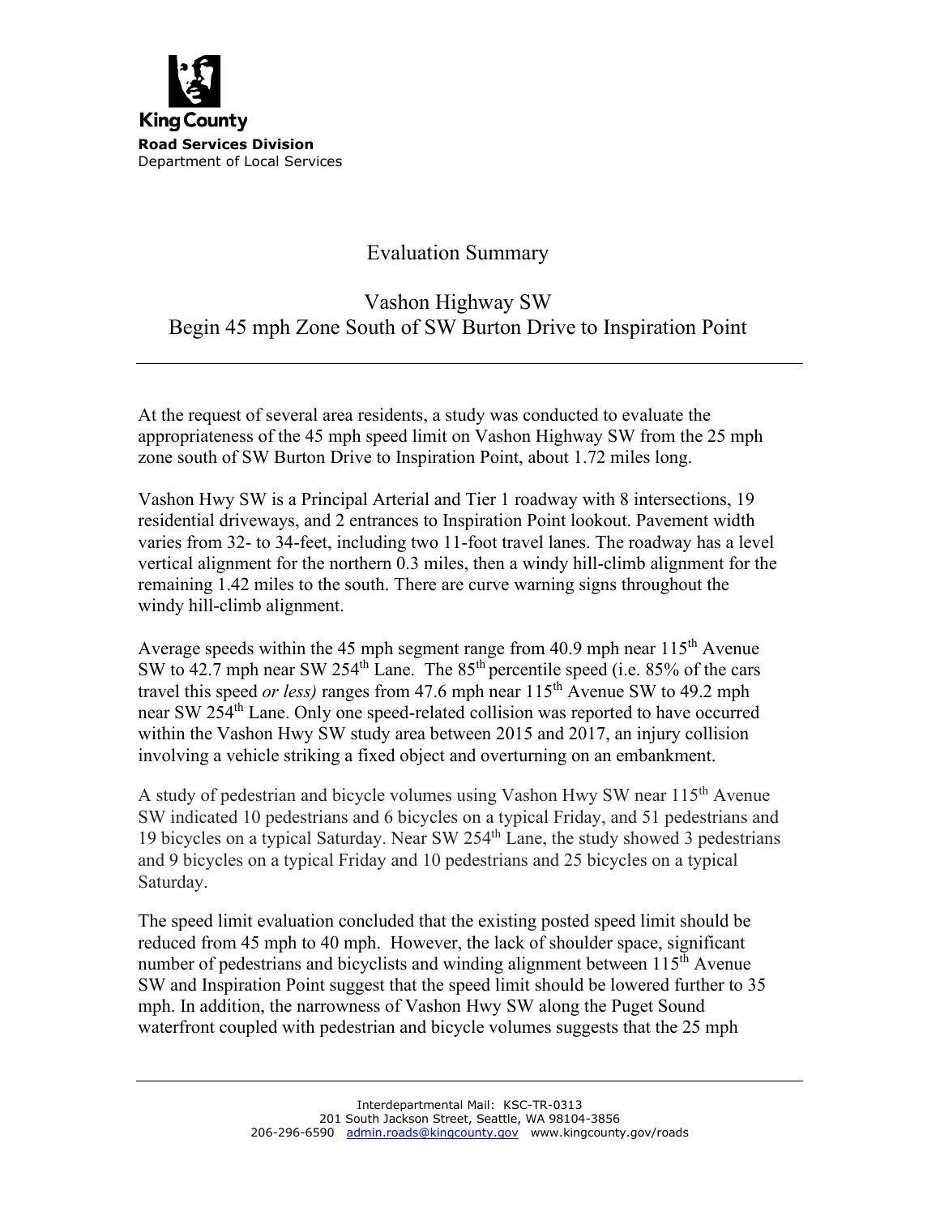King County
**Road Services Division**
Department of Local Services

# Evaluation Summary

## Vashon Highway SW
## Begin 45 mph Zone South of SW Burton Drive to Inspiration Point

---

At the request of several area residents, a study was conducted to evaluate the appropriateness of the 45 mph speed limit on Vashon Highway SW from the 25 mph zone south of SW Burton Drive to Inspiration Point, about 1.72 miles long.

Vashon Hwy SW is a Principal Arterial and Tier 1 roadway with 8 intersections, 19 residential driveways, and 2 entrances to Inspiration Point lookout. Pavement width varies from 32- to 34-feet, including two 11-foot travel lanes. The roadway has a level vertical alignment for the northern 0.3 miles, then a windy hill-climb alignment for the remaining 1.42 miles to the south. There are curve warning signs throughout the windy hill-climb alignment.

Average speeds within the 45 mph segment range from 40.9 mph near 115th Avenue SW to 42.7 mph near SW 254th Lane. The 85th percentile speed (i.e. 85% of the cars travel this speed *or less)* ranges from 47.6 mph near 115th Avenue SW to 49.2 mph near SW 254th Lane. Only one speed-related collision was reported to have occurred within the Vashon Hwy SW study area between 2015 and 2017, an injury collision involving a vehicle striking a fixed object and overturning on an embankment.

A study of pedestrian and bicycle volumes using Vashon Hwy SW near 115th Avenue SW indicated 10 pedestrians and 6 bicycles on a typical Friday, and 51 pedestrians and 19 bicycles on a typical Saturday. Near SW 254th Lane, the study showed 3 pedestrians and 9 bicycles on a typical Friday and 10 pedestrians and 25 bicycles on a typical Saturday.

The speed limit evaluation concluded that the existing posted speed limit should be reduced from 45 mph to 40 mph. However, the lack of shoulder space, significant number of pedestrians and bicyclists and winding alignment between 115th Avenue SW and Inspiration Point suggest that the speed limit should be lowered further to 35 mph. In addition, the narrowness of Vashon Hwy SW along the Puget Sound waterfront coupled with pedestrian and bicycle volumes suggests that the 25 mph

---

Interdepartmental Mail: KSC-TR-0313
201 South Jackson Street, Seattle, WA 98104-3856
206-296-6590 admin.roads@kingcounty.gov www.kingcounty.gov/roads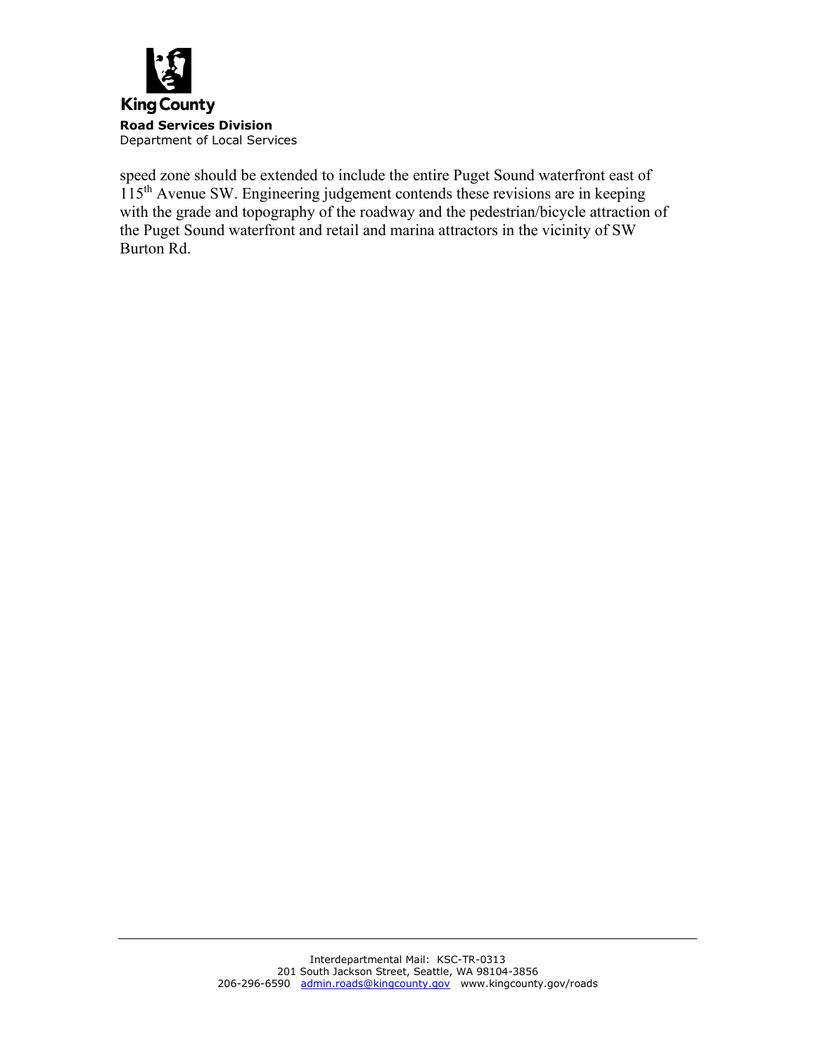speed zone should be extended to include the entire Puget Sound waterfront east of 115th Avenue SW. Engineering judgement contends these revisions are in keeping with the grade and topography of the roadway and the pedestrian/bicycle attraction of the Puget Sound waterfront and retail and marina attractors in the vicinity of SW Burton Rd.